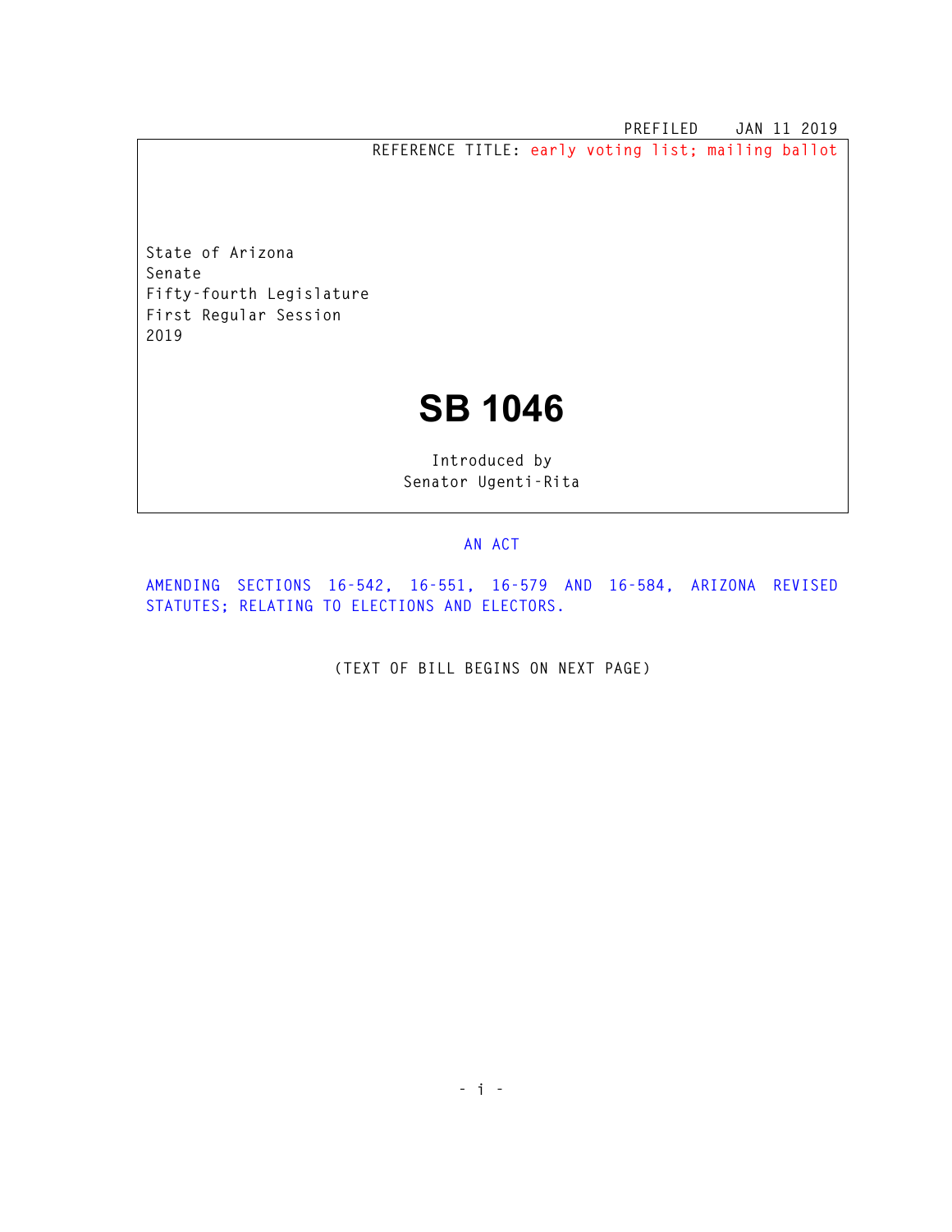PREFILED JAN 11 2019

REFERENCE TITLE: early voting list; mailing ballot

State of Arizona
Senate
Fifty-fourth Legislature
First Regular Session
2019

# SB 1046

Introduced by
Senator Ugenti-Rita

AN ACT

AMENDING SECTIONS 16-542, 16-551, 16-579 AND 16-584, ARIZONA REVISED STATUTES; RELATING TO ELECTIONS AND ELECTORS.

(TEXT OF BILL BEGINS ON NEXT PAGE)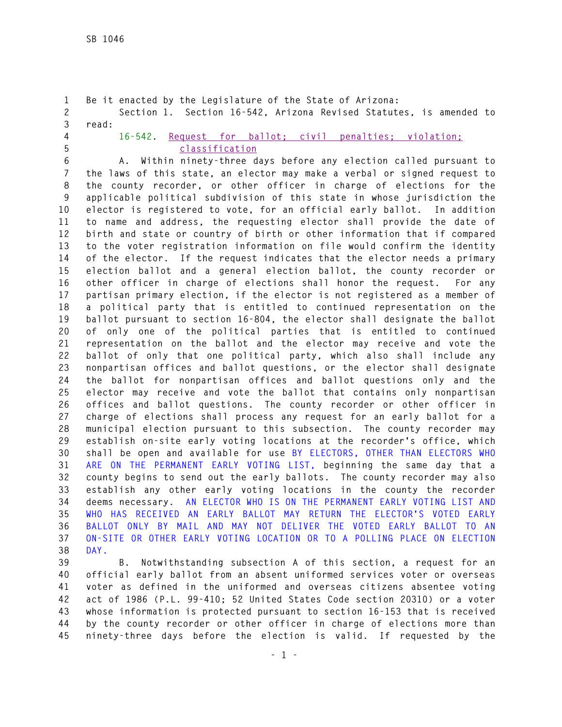Be it enacted by the Legislature of the State of Arizona:

Section 1. Section 16-542, Arizona Revised Statutes, is amended to read:

16-542. Request for ballot; civil penalties; violation; classification

A. Within ninety-three days before any election called pursuant to the laws of this state, an elector may make a verbal or signed request to the county recorder, or other officer in charge of elections for the applicable political subdivision of this state in whose jurisdiction the elector is registered to vote, for an official early ballot. In addition to name and address, the requesting elector shall provide the date of birth and state or country of birth or other information that if compared to the voter registration information on file would confirm the identity of the elector. If the request indicates that the elector needs a primary election ballot and a general election ballot, the county recorder or other officer in charge of elections shall honor the request. For any partisan primary election, if the elector is not registered as a member of a political party that is entitled to continued representation on the ballot pursuant to section 16-804, the elector shall designate the ballot of only one of the political parties that is entitled to continued representation on the ballot and the elector may receive and vote the ballot of only that one political party, which also shall include any nonpartisan offices and ballot questions, or the elector shall designate the ballot for nonpartisan offices and ballot questions only and the elector may receive and vote the ballot that contains only nonpartisan offices and ballot questions. The county recorder or other officer in charge of elections shall process any request for an early ballot for a municipal election pursuant to this subsection. The county recorder may establish on-site early voting locations at the recorder's office, which shall be open and available for use BY ELECTORS, OTHER THAN ELECTORS WHO ARE ON THE PERMANENT EARLY VOTING LIST, beginning the same day that a county begins to send out the early ballots. The county recorder may also establish any other early voting locations in the county the recorder deems necessary. AN ELECTOR WHO IS ON THE PERMANENT EARLY VOTING LIST AND WHO HAS RECEIVED AN EARLY BALLOT MAY RETURN THE ELECTOR'S VOTED EARLY BALLOT ONLY BY MAIL AND MAY NOT DELIVER THE VOTED EARLY BALLOT TO AN ON-SITE OR OTHER EARLY VOTING LOCATION OR TO A POLLING PLACE ON ELECTION DAY.

B. Notwithstanding subsection A of this section, a request for an official early ballot from an absent uniformed services voter or overseas voter as defined in the uniformed and overseas citizens absentee voting act of 1986 (P.L. 99-410; 52 United States Code section 20310) or a voter whose information is protected pursuant to section 16-153 that is received by the county recorder or other officer in charge of elections more than ninety-three days before the election is valid. If requested by the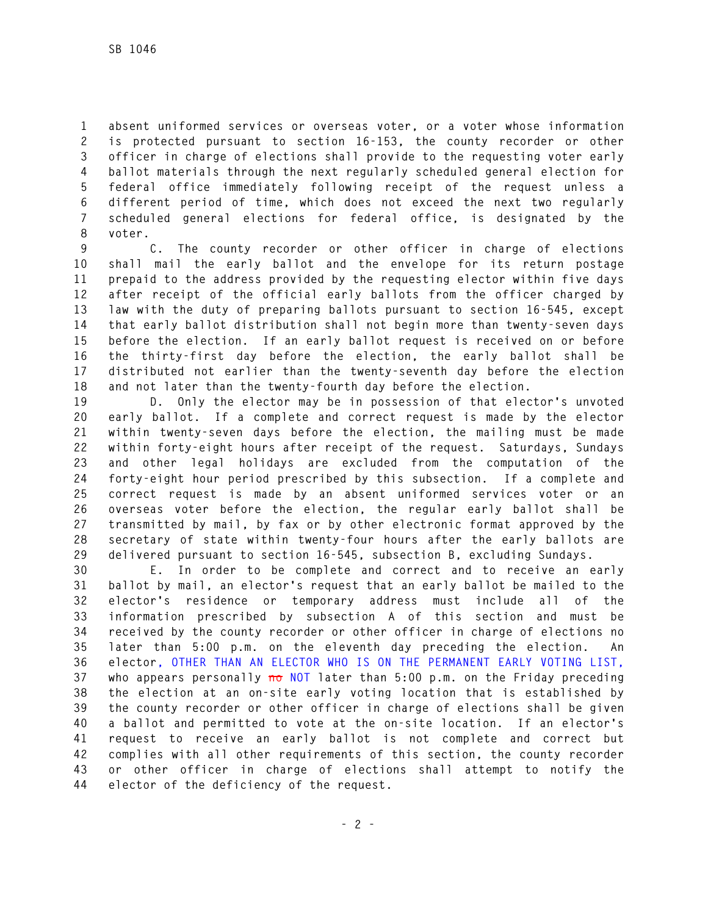absent uniformed services or overseas voter, or a voter whose information is protected pursuant to section 16-153, the county recorder or other officer in charge of elections shall provide to the requesting voter early ballot materials through the next regularly scheduled general election for federal office immediately following receipt of the request unless a different period of time, which does not exceed the next two regularly scheduled general elections for federal office, is designated by the voter.

C. The county recorder or other officer in charge of elections shall mail the early ballot and the envelope for its return postage prepaid to the address provided by the requesting elector within five days after receipt of the official early ballots from the officer charged by law with the duty of preparing ballots pursuant to section 16-545, except that early ballot distribution shall not begin more than twenty-seven days before the election. If an early ballot request is received on or before the thirty-first day before the election, the early ballot shall be distributed not earlier than the twenty-seventh day before the election and not later than the twenty-fourth day before the election.

D. Only the elector may be in possession of that elector's unvoted early ballot. If a complete and correct request is made by the elector within twenty-seven days before the election, the mailing must be made within forty-eight hours after receipt of the request. Saturdays, Sundays and other legal holidays are excluded from the computation of the forty-eight hour period prescribed by this subsection. If a complete and correct request is made by an absent uniformed services voter or an overseas voter before the election, the regular early ballot shall be transmitted by mail, by fax or by other electronic format approved by the secretary of state within twenty-four hours after the early ballots are delivered pursuant to section 16-545, subsection B, excluding Sundays.

E. In order to be complete and correct and to receive an early ballot by mail, an elector's request that an early ballot be mailed to the elector's residence or temporary address must include all of the information prescribed by subsection A of this section and must be received by the county recorder or other officer in charge of elections no later than 5:00 p.m. on the eleventh day preceding the election. An elector, OTHER THAN AN ELECTOR WHO IS ON THE PERMANENT EARLY VOTING LIST, who appears personally ~~no~~ NOT later than 5:00 p.m. on the Friday preceding the election at an on-site early voting location that is established by the county recorder or other officer in charge of elections shall be given a ballot and permitted to vote at the on-site location. If an elector's request to receive an early ballot is not complete and correct but complies with all other requirements of this section, the county recorder or other officer in charge of elections shall attempt to notify the elector of the deficiency of the request.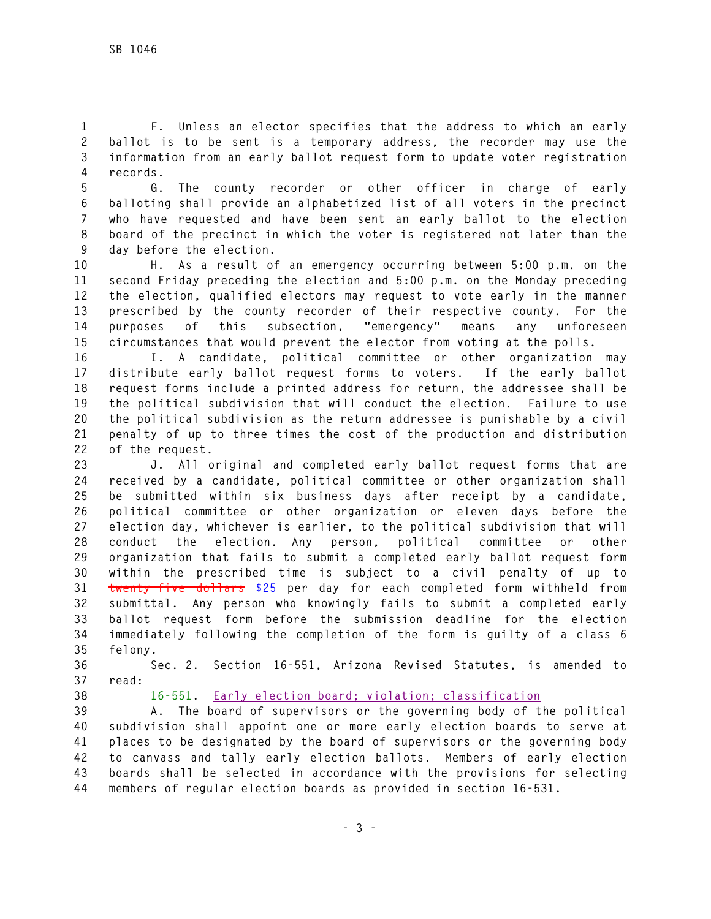F. Unless an elector specifies that the address to which an early ballot is to be sent is a temporary address, the recorder may use the information from an early ballot request form to update voter registration records.

G. The county recorder or other officer in charge of early balloting shall provide an alphabetized list of all voters in the precinct who have requested and have been sent an early ballot to the election board of the precinct in which the voter is registered not later than the day before the election.

H. As a result of an emergency occurring between 5:00 p.m. on the second Friday preceding the election and 5:00 p.m. on the Monday preceding the election, qualified electors may request to vote early in the manner prescribed by the county recorder of their respective county. For the purposes of this subsection, "emergency" means any unforeseen circumstances that would prevent the elector from voting at the polls.

I. A candidate, political committee or other organization may distribute early ballot request forms to voters. If the early ballot request forms include a printed address for return, the addressee shall be the political subdivision that will conduct the election. Failure to use the political subdivision as the return addressee is punishable by a civil penalty of up to three times the cost of the production and distribution of the request.

J. All original and completed early ballot request forms that are received by a candidate, political committee or other organization shall be submitted within six business days after receipt by a candidate, political committee or other organization or eleven days before the election day, whichever is earlier, to the political subdivision that will conduct the election. Any person, political committee or other organization that fails to submit a completed early ballot request form within the prescribed time is subject to a civil penalty of up to ~~twenty-five dollars~~ $25 per day for each completed form withheld from submittal. Any person who knowingly fails to submit a completed early ballot request form before the submission deadline for the election immediately following the completion of the form is guilty of a class 6 felony.

Sec. 2. Section 16-551, Arizona Revised Statutes, is amended to read:

16-551. Early election board; violation; classification

A. The board of supervisors or the governing body of the political subdivision shall appoint one or more early election boards to serve at places to be designated by the board of supervisors or the governing body to canvass and tally early election ballots. Members of early election boards shall be selected in accordance with the provisions for selecting members of regular election boards as provided in section 16-531.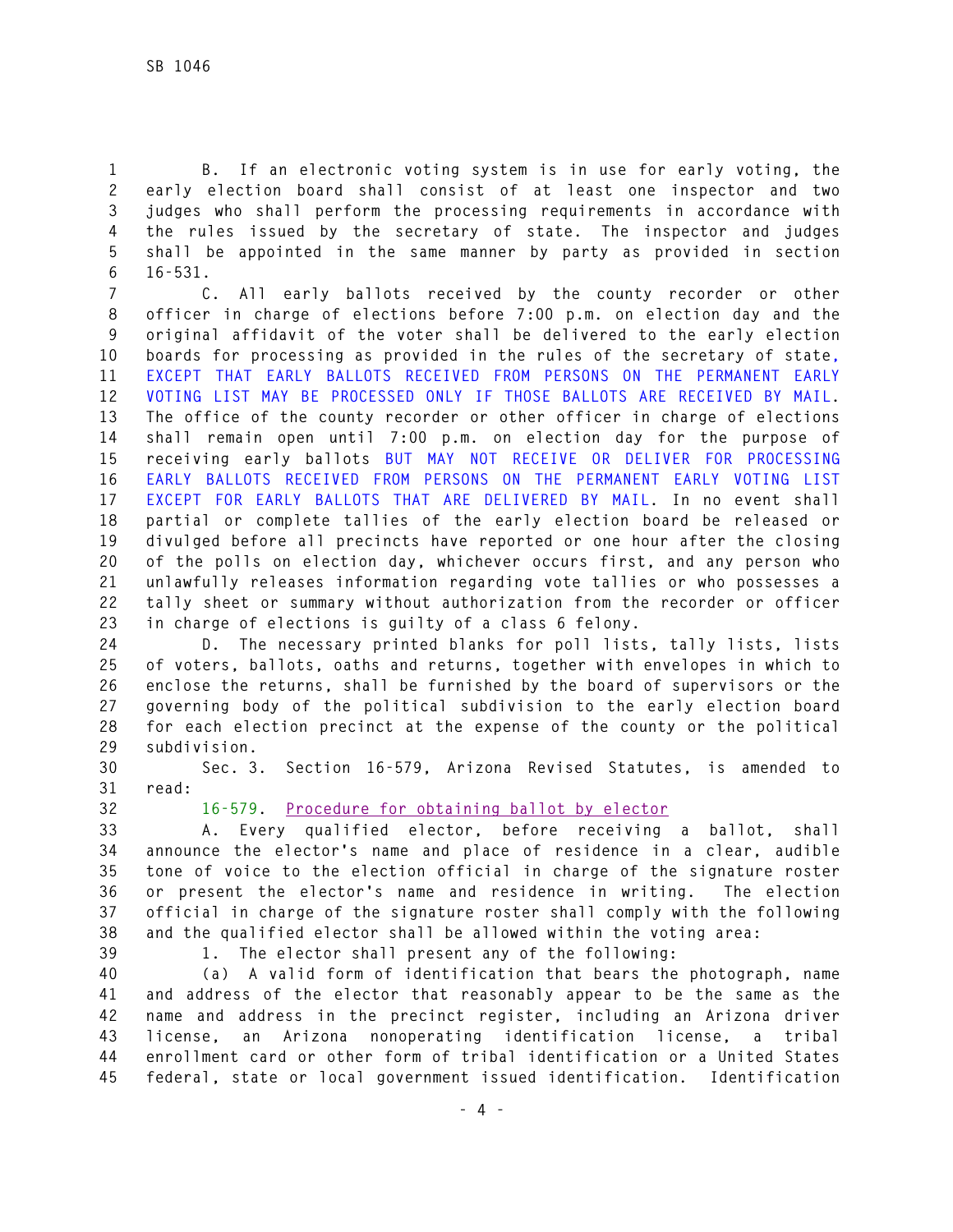B. If an electronic voting system is in use for early voting, the early election board shall consist of at least one inspector and two judges who shall perform the processing requirements in accordance with the rules issued by the secretary of state. The inspector and judges shall be appointed in the same manner by party as provided in section 16-531.

C. All early ballots received by the county recorder or other officer in charge of elections before 7:00 p.m. on election day and the original affidavit of the voter shall be delivered to the early election boards for processing as provided in the rules of the secretary of state, EXCEPT THAT EARLY BALLOTS RECEIVED FROM PERSONS ON THE PERMANENT EARLY VOTING LIST MAY BE PROCESSED ONLY IF THOSE BALLOTS ARE RECEIVED BY MAIL. The office of the county recorder or other officer in charge of elections shall remain open until 7:00 p.m. on election day for the purpose of receiving early ballots BUT MAY NOT RECEIVE OR DELIVER FOR PROCESSING EARLY BALLOTS RECEIVED FROM PERSONS ON THE PERMANENT EARLY VOTING LIST EXCEPT FOR EARLY BALLOTS THAT ARE DELIVERED BY MAIL. In no event shall partial or complete tallies of the early election board be released or divulged before all precincts have reported or one hour after the closing of the polls on election day, whichever occurs first, and any person who unlawfully releases information regarding vote tallies or who possesses a tally sheet or summary without authorization from the recorder or officer in charge of elections is guilty of a class 6 felony.

D. The necessary printed blanks for poll lists, tally lists, lists of voters, ballots, oaths and returns, together with envelopes in which to enclose the returns, shall be furnished by the board of supervisors or the governing body of the political subdivision to the early election board for each election precinct at the expense of the county or the political subdivision.

Sec. 3. Section 16-579, Arizona Revised Statutes, is amended to read:

16-579. Procedure for obtaining ballot by elector

A. Every qualified elector, before receiving a ballot, shall announce the elector's name and place of residence in a clear, audible tone of voice to the election official in charge of the signature roster or present the elector's name and residence in writing. The election official in charge of the signature roster shall comply with the following and the qualified elector shall be allowed within the voting area:

1. The elector shall present any of the following:

(a) A valid form of identification that bears the photograph, name and address of the elector that reasonably appear to be the same as the name and address in the precinct register, including an Arizona driver license, an Arizona nonoperating identification license, a tribal enrollment card or other form of tribal identification or a United States federal, state or local government issued identification. Identification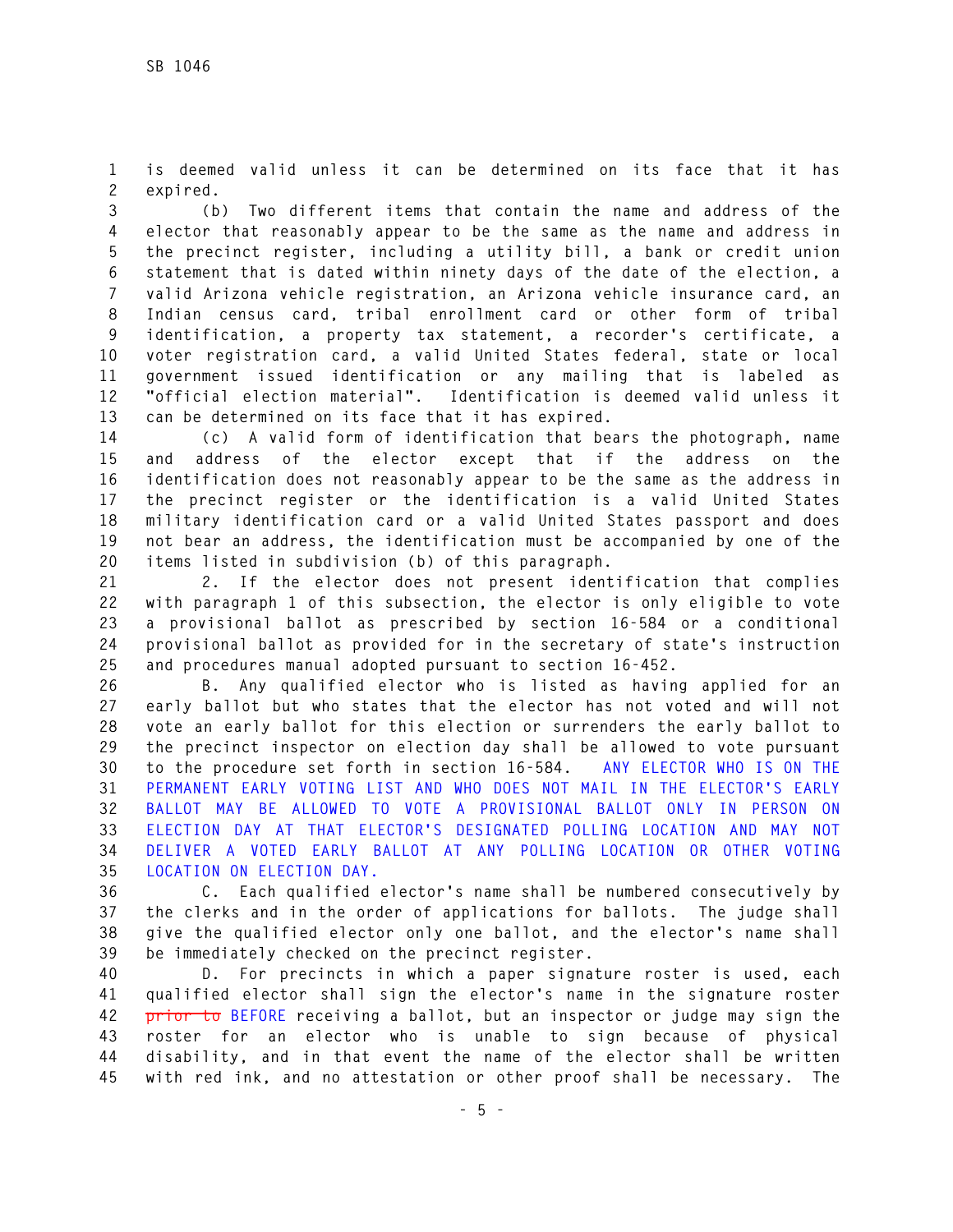is deemed valid unless it can be determined on its face that it has expired.

(b) Two different items that contain the name and address of the elector that reasonably appear to be the same as the name and address in the precinct register, including a utility bill, a bank or credit union statement that is dated within ninety days of the date of the election, a valid Arizona vehicle registration, an Arizona vehicle insurance card, an Indian census card, tribal enrollment card or other form of tribal identification, a property tax statement, a recorder's certificate, a voter registration card, a valid United States federal, state or local government issued identification or any mailing that is labeled as "official election material". Identification is deemed valid unless it can be determined on its face that it has expired.

(c) A valid form of identification that bears the photograph, name and address of the elector except that if the address on the identification does not reasonably appear to be the same as the address in the precinct register or the identification is a valid United States military identification card or a valid United States passport and does not bear an address, the identification must be accompanied by one of the items listed in subdivision (b) of this paragraph.

2. If the elector does not present identification that complies with paragraph 1 of this subsection, the elector is only eligible to vote a provisional ballot as prescribed by section 16-584 or a conditional provisional ballot as provided for in the secretary of state's instruction and procedures manual adopted pursuant to section 16-452.

B. Any qualified elector who is listed as having applied for an early ballot but who states that the elector has not voted and will not vote an early ballot for this election or surrenders the early ballot to the precinct inspector on election day shall be allowed to vote pursuant to the procedure set forth in section 16-584. ANY ELECTOR WHO IS ON THE PERMANENT EARLY VOTING LIST AND WHO DOES NOT MAIL IN THE ELECTOR'S EARLY BALLOT MAY BE ALLOWED TO VOTE A PROVISIONAL BALLOT ONLY IN PERSON ON ELECTION DAY AT THAT ELECTOR'S DESIGNATED POLLING LOCATION AND MAY NOT DELIVER A VOTED EARLY BALLOT AT ANY POLLING LOCATION OR OTHER VOTING LOCATION ON ELECTION DAY.

C. Each qualified elector's name shall be numbered consecutively by the clerks and in the order of applications for ballots. The judge shall give the qualified elector only one ballot, and the elector's name shall be immediately checked on the precinct register.

D. For precincts in which a paper signature roster is used, each qualified elector shall sign the elector's name in the signature roster ~~prior to~~ BEFORE receiving a ballot, but an inspector or judge may sign the roster for an elector who is unable to sign because of physical disability, and in that event the name of the elector shall be written with red ink, and no attestation or other proof shall be necessary. The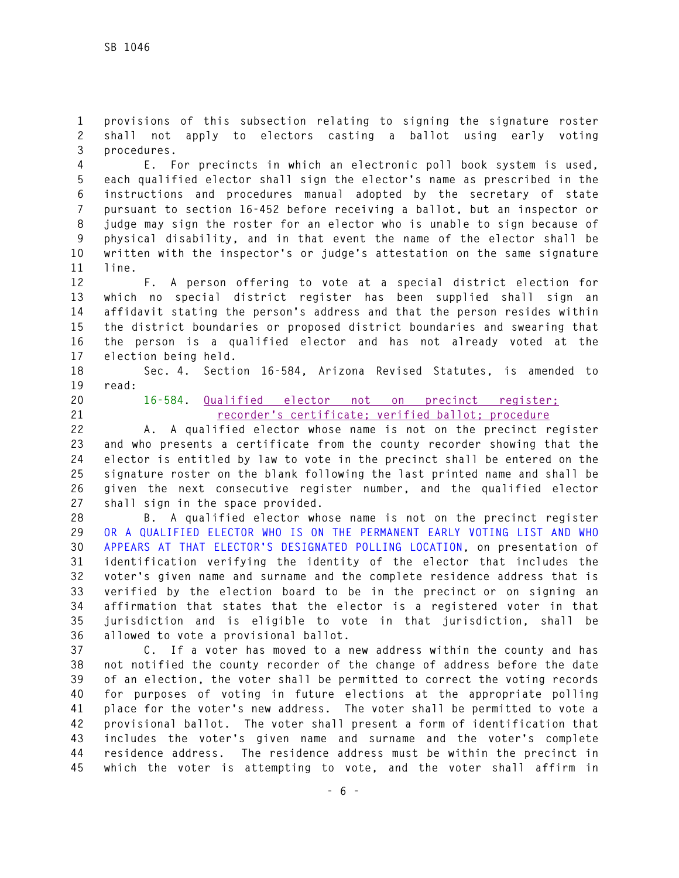provisions of this subsection relating to signing the signature roster shall not apply to electors casting a ballot using early voting procedures.

E. For precincts in which an electronic poll book system is used, each qualified elector shall sign the elector's name as prescribed in the instructions and procedures manual adopted by the secretary of state pursuant to section 16-452 before receiving a ballot, but an inspector or judge may sign the roster for an elector who is unable to sign because of physical disability, and in that event the name of the elector shall be written with the inspector's or judge's attestation on the same signature line.

F. A person offering to vote at a special district election for which no special district register has been supplied shall sign an affidavit stating the person's address and that the person resides within the district boundaries or proposed district boundaries and swearing that the person is a qualified elector and has not already voted at the election being held.

Sec. 4. Section 16-584, Arizona Revised Statutes, is amended to read:

16-584. Qualified elector not on precinct register; recorder's certificate; verified ballot; procedure

A. A qualified elector whose name is not on the precinct register and who presents a certificate from the county recorder showing that the elector is entitled by law to vote in the precinct shall be entered on the signature roster on the blank following the last printed name and shall be given the next consecutive register number, and the qualified elector shall sign in the space provided.

B. A qualified elector whose name is not on the precinct register OR A QUALIFIED ELECTOR WHO IS ON THE PERMANENT EARLY VOTING LIST AND WHO APPEARS AT THAT ELECTOR'S DESIGNATED POLLING LOCATION, on presentation of identification verifying the identity of the elector that includes the voter's given name and surname and the complete residence address that is verified by the election board to be in the precinct or on signing an affirmation that states that the elector is a registered voter in that jurisdiction and is eligible to vote in that jurisdiction, shall be allowed to vote a provisional ballot.

C. If a voter has moved to a new address within the county and has not notified the county recorder of the change of address before the date of an election, the voter shall be permitted to correct the voting records for purposes of voting in future elections at the appropriate polling place for the voter's new address. The voter shall be permitted to vote a provisional ballot. The voter shall present a form of identification that includes the voter's given name and surname and the voter's complete residence address. The residence address must be within the precinct in which the voter is attempting to vote, and the voter shall affirm in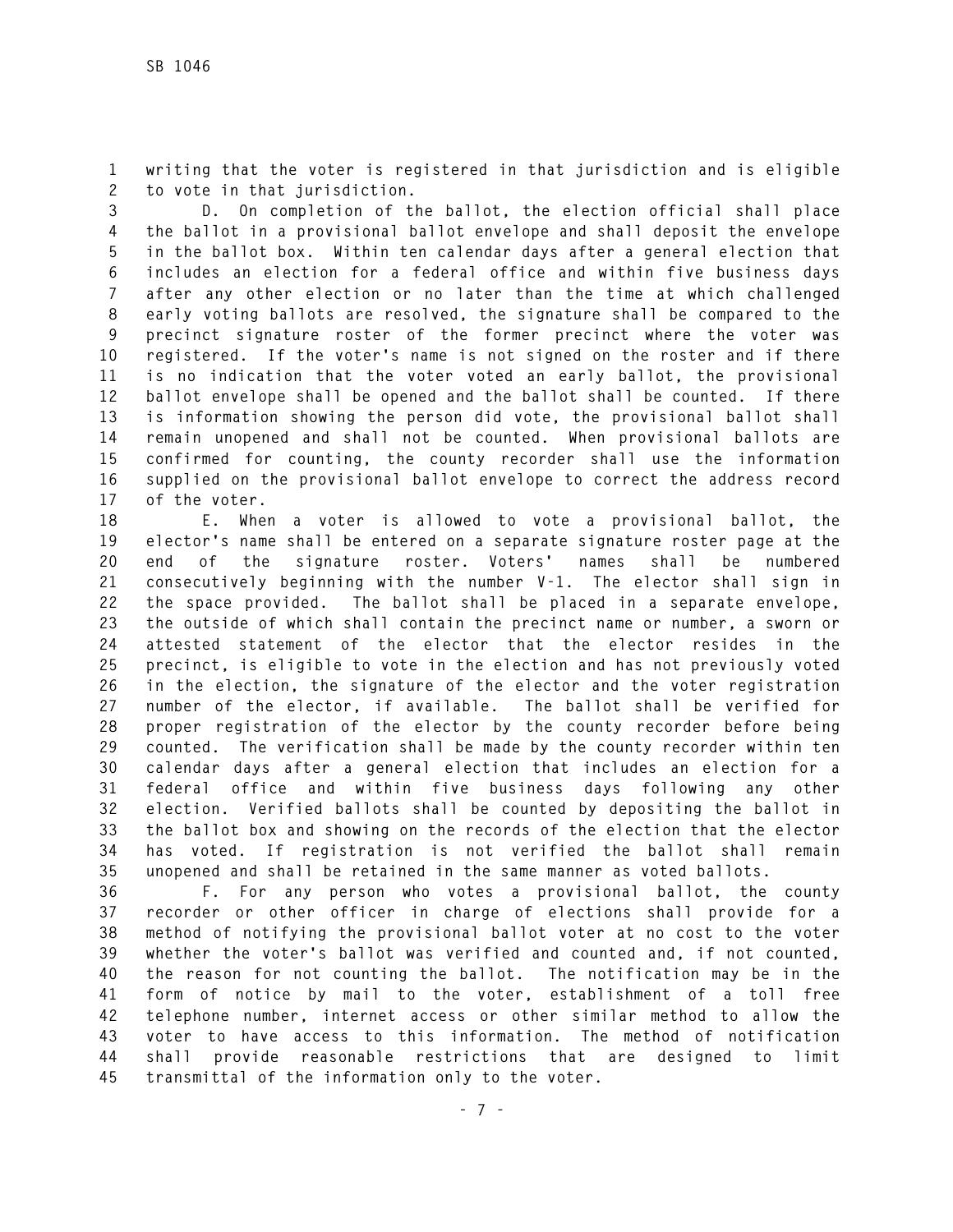writing that the voter is registered in that jurisdiction and is eligible to vote in that jurisdiction.

D. On completion of the ballot, the election official shall place the ballot in a provisional ballot envelope and shall deposit the envelope in the ballot box. Within ten calendar days after a general election that includes an election for a federal office and within five business days after any other election or no later than the time at which challenged early voting ballots are resolved, the signature shall be compared to the precinct signature roster of the former precinct where the voter was registered. If the voter's name is not signed on the roster and if there is no indication that the voter voted an early ballot, the provisional ballot envelope shall be opened and the ballot shall be counted. If there is information showing the person did vote, the provisional ballot shall remain unopened and shall not be counted. When provisional ballots are confirmed for counting, the county recorder shall use the information supplied on the provisional ballot envelope to correct the address record of the voter.

E. When a voter is allowed to vote a provisional ballot, the elector's name shall be entered on a separate signature roster page at the end of the signature roster. Voters' names shall be numbered consecutively beginning with the number V-1. The elector shall sign in the space provided. The ballot shall be placed in a separate envelope, the outside of which shall contain the precinct name or number, a sworn or attested statement of the elector that the elector resides in the precinct, is eligible to vote in the election and has not previously voted in the election, the signature of the elector and the voter registration number of the elector, if available. The ballot shall be verified for proper registration of the elector by the county recorder before being counted. The verification shall be made by the county recorder within ten calendar days after a general election that includes an election for a federal office and within five business days following any other election. Verified ballots shall be counted by depositing the ballot in the ballot box and showing on the records of the election that the elector has voted. If registration is not verified the ballot shall remain unopened and shall be retained in the same manner as voted ballots.

F. For any person who votes a provisional ballot, the county recorder or other officer in charge of elections shall provide for a method of notifying the provisional ballot voter at no cost to the voter whether the voter's ballot was verified and counted and, if not counted, the reason for not counting the ballot. The notification may be in the form of notice by mail to the voter, establishment of a toll free telephone number, internet access or other similar method to allow the voter to have access to this information. The method of notification shall provide reasonable restrictions that are designed to limit transmittal of the information only to the voter.